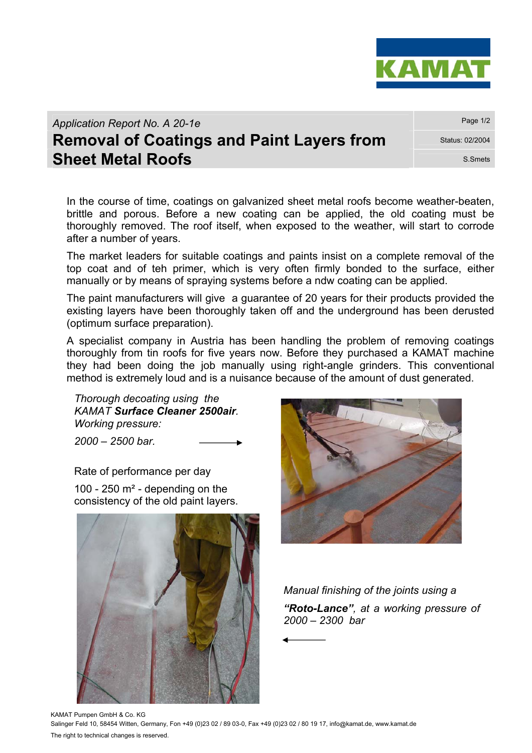*Application Report No. A 20-1e*

# Removal of Coatings and Paint Layers from Sheet Metal Roofs

Status: 02/2004

S.Smets

In the course of time, coatings on galvanized sheet metal roofs become weather-beaten, brittle and porous. Before a new coating can be applied, the old coating must be thoroughly removed. The roof itself, when exposed to the weather, will start to corrode after a number of years.

The market leaders for suitable coatings and paints insist on a complete removal of the top coat and of teh primer, which is very often firmly bonded to the surface, either manually or by means of spraying systems before a ndw coating can be applied.

The paint manufacturers will give a guarantee of 20 years for their products provided the existing layers have been thoroughly taken off and the underground has been derusted (optimum surface preparation).

A specialist company in Austria has been handling the problem of removing coatings thoroughly from tin roofs for five years now. Before they purchased a KAMAT machine they had been doing the job manually using right-angle grinders. This conventional method is extremely loud and is a nuisance because of the amount of dust generated.

*Thorough decoating using the KAMAT **Surface Cleaner 2500air**. Working pressure:*

*2000 – 2500 bar.* →

Rate of performance per day

100 - 250 m² - depending on the consistency of the old paint layers.

*Manual finishing of the joints using a **"Roto-Lance"**, at a working pressure of 2000 – 2300 bar*

←

KAMAT Pumpen GmbH & Co. KG
Salinger Feld 10, 58454 Witten, Germany, Fon +49 (0)23 02 / 89 03-0, Fax +49 (0)23 02 / 80 19 17, info@kamat.de, www.kamat.de
The right to technical changes is reserved.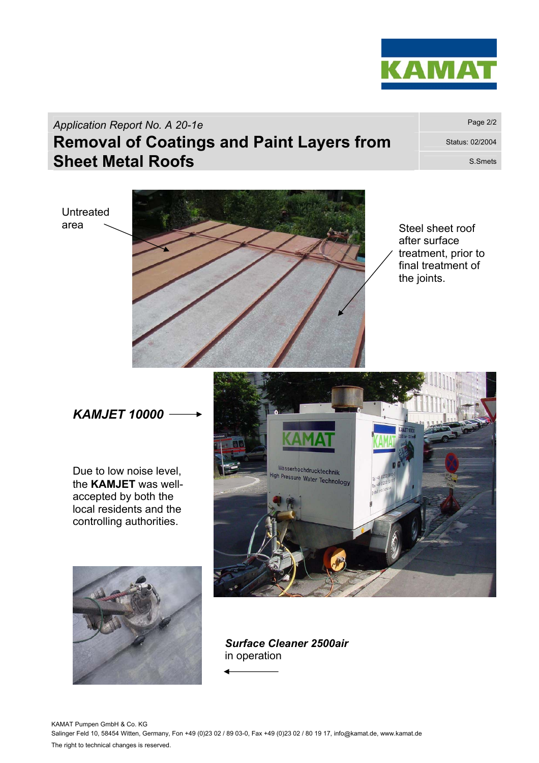Untreated area

Steel sheet roof after surface treatment, prior to final treatment of the joints.

***KAMJET 10000***

Due to low noise level, the **KAMJET** was well-accepted by both the local residents and the controlling authorities.

***Surface Cleaner 2500air***
in operation

KAMAT Pumpen GmbH & Co. KG
Salinger Feld 10, 58454 Witten, Germany, Fon +49 (0)23 02 / 89 03-0, Fax +49 (0)23 02 / 80 19 17, info@kamat.de, www.kamat.de

The right to technical changes is reserved.